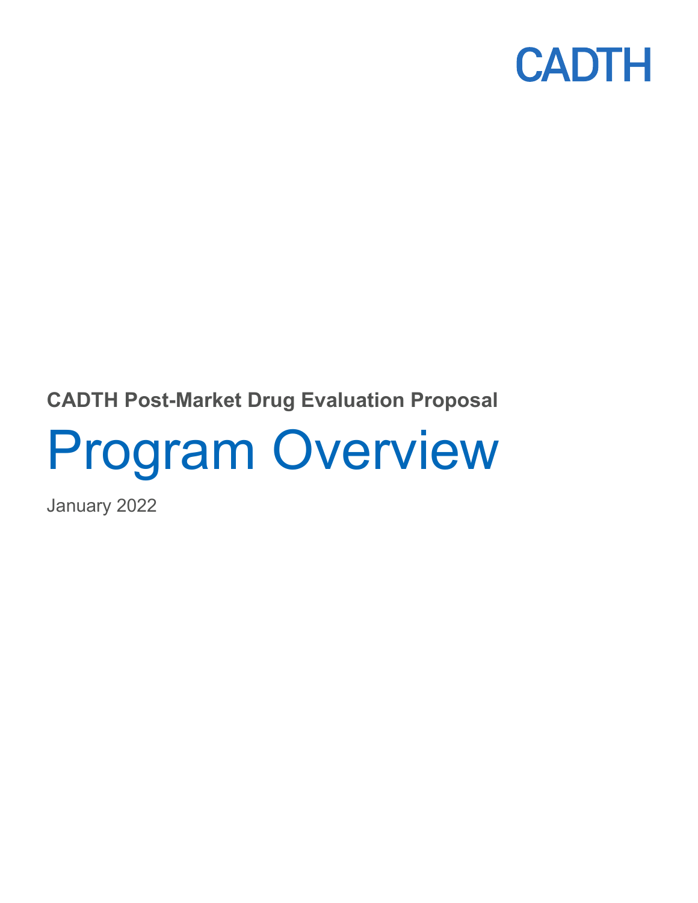CADTH

**CADTH Post-Market Drug Evaluation Proposal**

# Program Overview

January 2022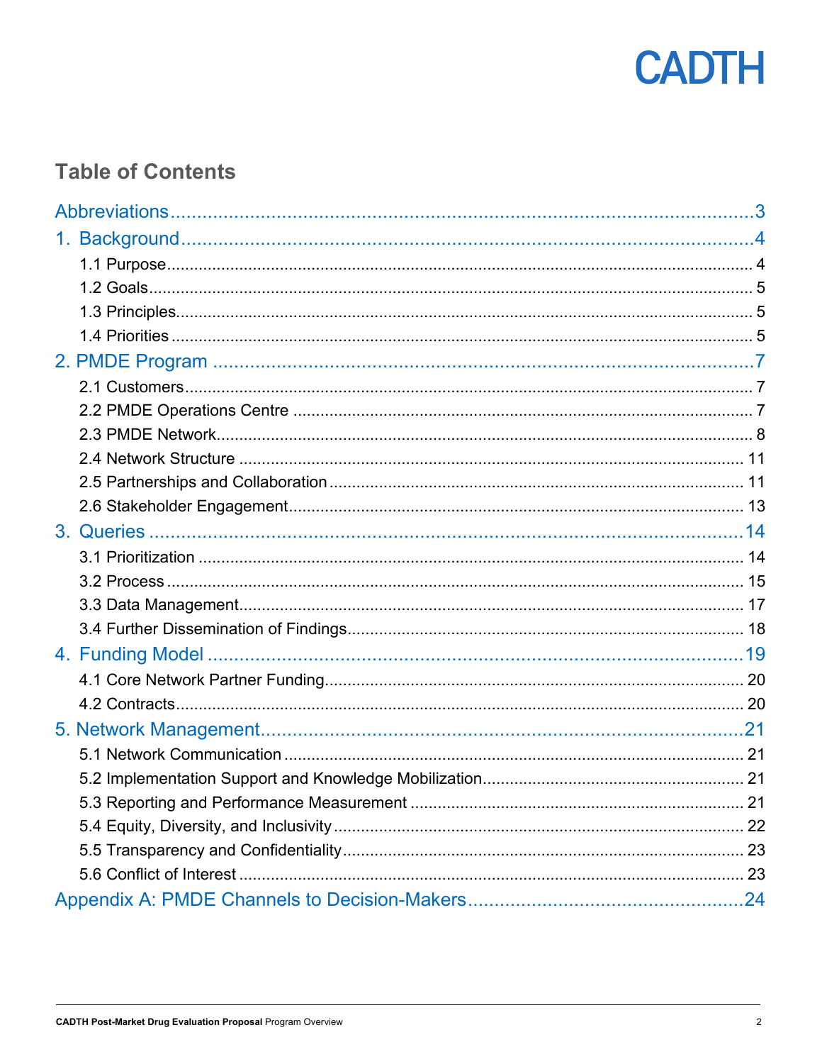# Table of Contents

- Abbreviations ........ 3
- 1. Background ........ 4
  - 1.1 Purpose ........ 4
  - 1.2 Goals ........ 5
  - 1.3 Principles ........ 5
  - 1.4 Priorities ........ 5
- 2. PMDE Program ........ 7
  - 2.1 Customers ........ 7
  - 2.2 PMDE Operations Centre ........ 7
  - 2.3 PMDE Network ........ 8
  - 2.4 Network Structure ........ 11
  - 2.5 Partnerships and Collaboration ........ 11
  - 2.6 Stakeholder Engagement ........ 13
- 3. Queries ........ 14
  - 3.1 Prioritization ........ 14
  - 3.2 Process ........ 15
  - 3.3 Data Management ........ 17
  - 3.4 Further Dissemination of Findings ........ 18
- 4. Funding Model ........ 19
  - 4.1 Core Network Partner Funding ........ 20
  - 4.2 Contracts ........ 20
- 5. Network Management ........ 21
  - 5.1 Network Communication ........ 21
  - 5.2 Implementation Support and Knowledge Mobilization ........ 21
  - 5.3 Reporting and Performance Measurement ........ 21
  - 5.4 Equity, Diversity, and Inclusivity ........ 22
  - 5.5 Transparency and Confidentiality ........ 23
  - 5.6 Conflict of Interest ........ 23
- Appendix A: PMDE Channels to Decision-Makers ........ 24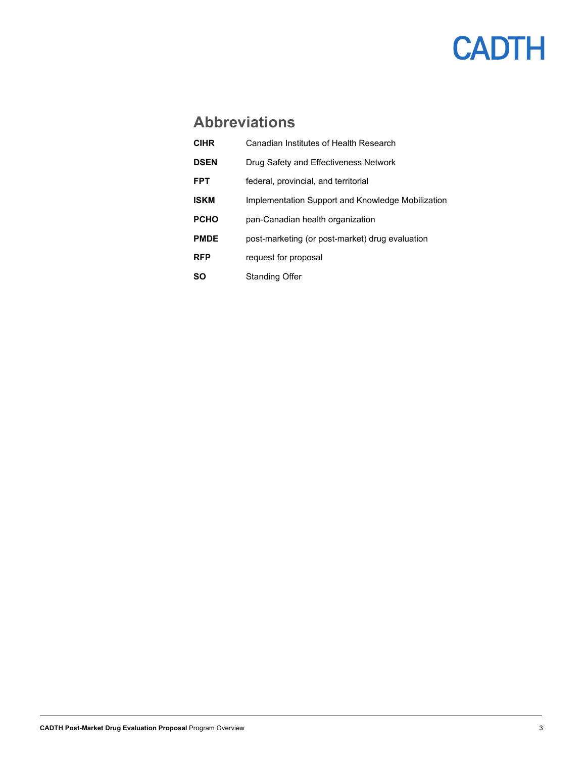## Abbreviations

| | |
|---|---|
| **CIHR** | Canadian Institutes of Health Research |
| **DSEN** | Drug Safety and Effectiveness Network |
| **FPT** | federal, provincial, and territorial |
| **ISKM** | Implementation Support and Knowledge Mobilization |
| **PCHO** | pan-Canadian health organization |
| **PMDE** | post-marketing (or post-market) drug evaluation |
| **RFP** | request for proposal |
| **SO** | Standing Offer |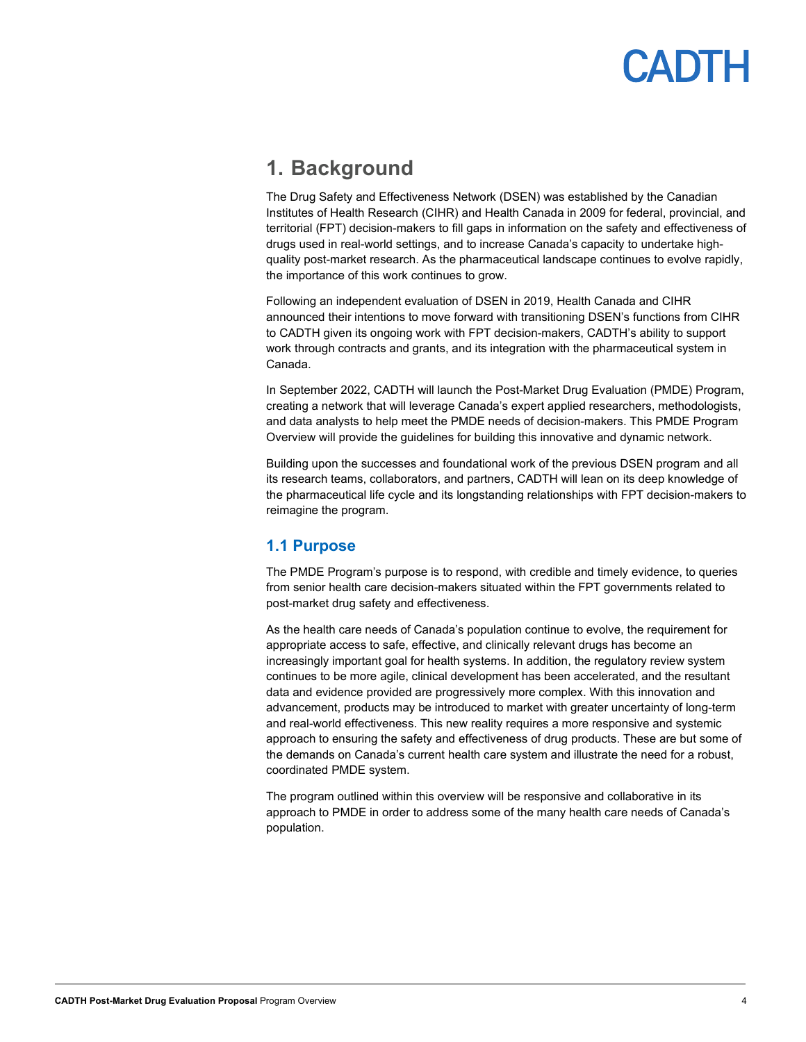# 1. Background

The Drug Safety and Effectiveness Network (DSEN) was established by the Canadian Institutes of Health Research (CIHR) and Health Canada in 2009 for federal, provincial, and territorial (FPT) decision-makers to fill gaps in information on the safety and effectiveness of drugs used in real-world settings, and to increase Canada's capacity to undertake high-quality post-market research. As the pharmaceutical landscape continues to evolve rapidly, the importance of this work continues to grow.

Following an independent evaluation of DSEN in 2019, Health Canada and CIHR announced their intentions to move forward with transitioning DSEN's functions from CIHR to CADTH given its ongoing work with FPT decision-makers, CADTH's ability to support work through contracts and grants, and its integration with the pharmaceutical system in Canada.

In September 2022, CADTH will launch the Post-Market Drug Evaluation (PMDE) Program, creating a network that will leverage Canada's expert applied researchers, methodologists, and data analysts to help meet the PMDE needs of decision-makers. This PMDE Program Overview will provide the guidelines for building this innovative and dynamic network.

Building upon the successes and foundational work of the previous DSEN program and all its research teams, collaborators, and partners, CADTH will lean on its deep knowledge of the pharmaceutical life cycle and its longstanding relationships with FPT decision-makers to reimagine the program.

## 1.1 Purpose

The PMDE Program's purpose is to respond, with credible and timely evidence, to queries from senior health care decision-makers situated within the FPT governments related to post-market drug safety and effectiveness.

As the health care needs of Canada's population continue to evolve, the requirement for appropriate access to safe, effective, and clinically relevant drugs has become an increasingly important goal for health systems. In addition, the regulatory review system continues to be more agile, clinical development has been accelerated, and the resultant data and evidence provided are progressively more complex. With this innovation and advancement, products may be introduced to market with greater uncertainty of long-term and real-world effectiveness. This new reality requires a more responsive and systemic approach to ensuring the safety and effectiveness of drug products. These are but some of the demands on Canada's current health care system and illustrate the need for a robust, coordinated PMDE system.

The program outlined within this overview will be responsive and collaborative in its approach to PMDE in order to address some of the many health care needs of Canada's population.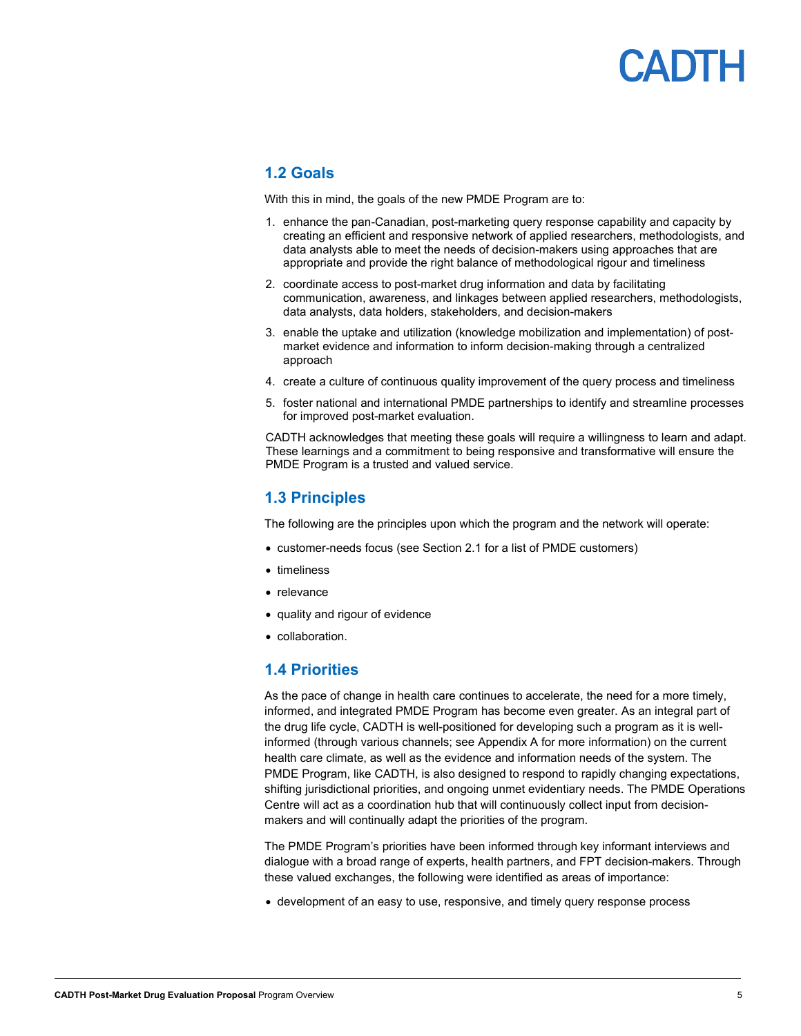## 1.2 Goals

With this in mind, the goals of the new PMDE Program are to:

1. enhance the pan-Canadian, post-marketing query response capability and capacity by creating an efficient and responsive network of applied researchers, methodologists, and data analysts able to meet the needs of decision-makers using approaches that are appropriate and provide the right balance of methodological rigour and timeliness
2. coordinate access to post-market drug information and data by facilitating communication, awareness, and linkages between applied researchers, methodologists, data analysts, data holders, stakeholders, and decision-makers
3. enable the uptake and utilization (knowledge mobilization and implementation) of post-market evidence and information to inform decision-making through a centralized approach
4. create a culture of continuous quality improvement of the query process and timeliness
5. foster national and international PMDE partnerships to identify and streamline processes for improved post-market evaluation.

CADTH acknowledges that meeting these goals will require a willingness to learn and adapt. These learnings and a commitment to being responsive and transformative will ensure the PMDE Program is a trusted and valued service.

## 1.3 Principles

The following are the principles upon which the program and the network will operate:

- customer-needs focus (see Section 2.1 for a list of PMDE customers)
- timeliness
- relevance
- quality and rigour of evidence
- collaboration.

## 1.4 Priorities

As the pace of change in health care continues to accelerate, the need for a more timely, informed, and integrated PMDE Program has become even greater. As an integral part of the drug life cycle, CADTH is well-positioned for developing such a program as it is well-informed (through various channels; see Appendix A for more information) on the current health care climate, as well as the evidence and information needs of the system. The PMDE Program, like CADTH, is also designed to respond to rapidly changing expectations, shifting jurisdictional priorities, and ongoing unmet evidentiary needs. The PMDE Operations Centre will act as a coordination hub that will continuously collect input from decision-makers and will continually adapt the priorities of the program.

The PMDE Program's priorities have been informed through key informant interviews and dialogue with a broad range of experts, health partners, and FPT decision-makers. Through these valued exchanges, the following were identified as areas of importance:

- development of an easy to use, responsive, and timely query response process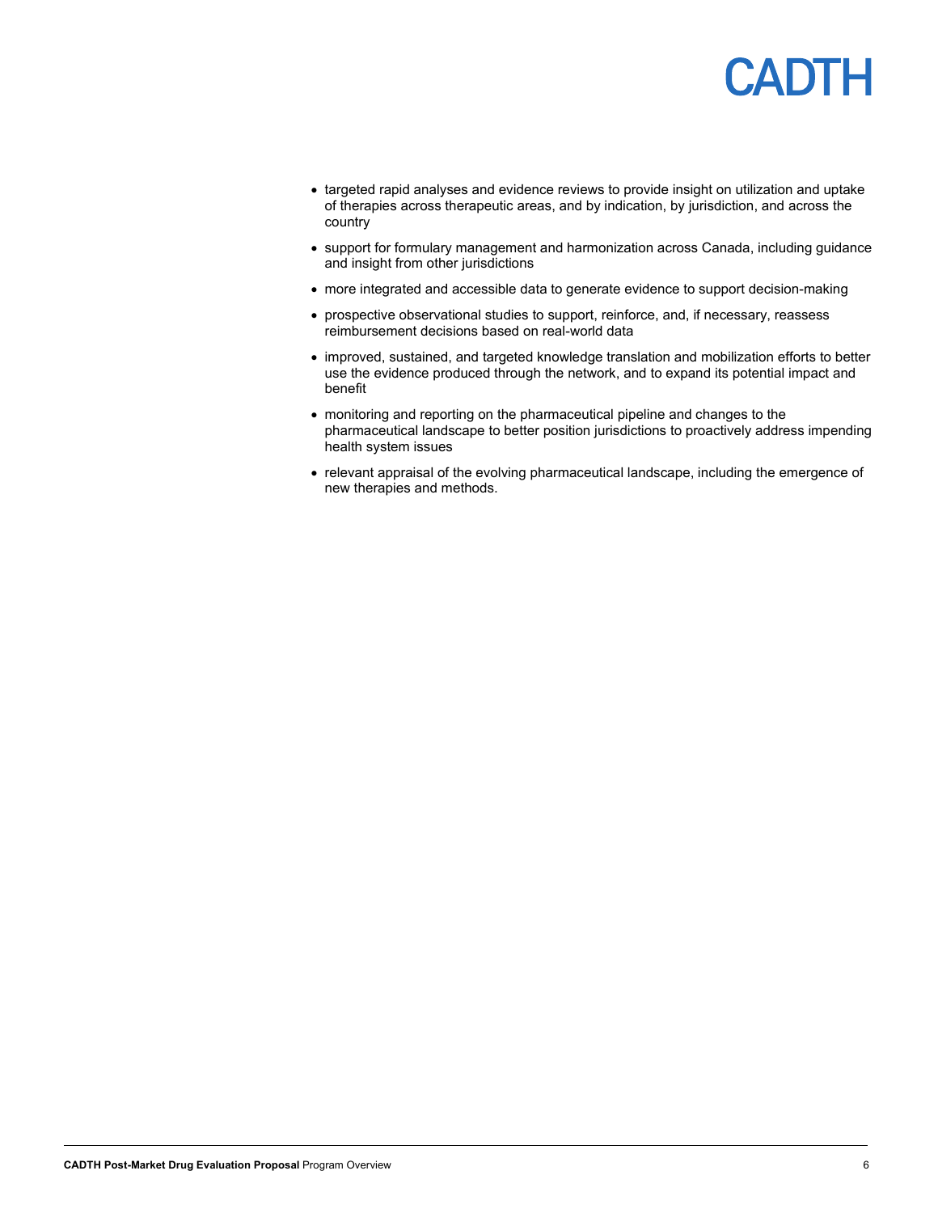- targeted rapid analyses and evidence reviews to provide insight on utilization and uptake of therapies across therapeutic areas, and by indication, by jurisdiction, and across the country
- support for formulary management and harmonization across Canada, including guidance and insight from other jurisdictions
- more integrated and accessible data to generate evidence to support decision-making
- prospective observational studies to support, reinforce, and, if necessary, reassess reimbursement decisions based on real-world data
- improved, sustained, and targeted knowledge translation and mobilization efforts to better use the evidence produced through the network, and to expand its potential impact and benefit
- monitoring and reporting on the pharmaceutical pipeline and changes to the pharmaceutical landscape to better position jurisdictions to proactively address impending health system issues
- relevant appraisal of the evolving pharmaceutical landscape, including the emergence of new therapies and methods.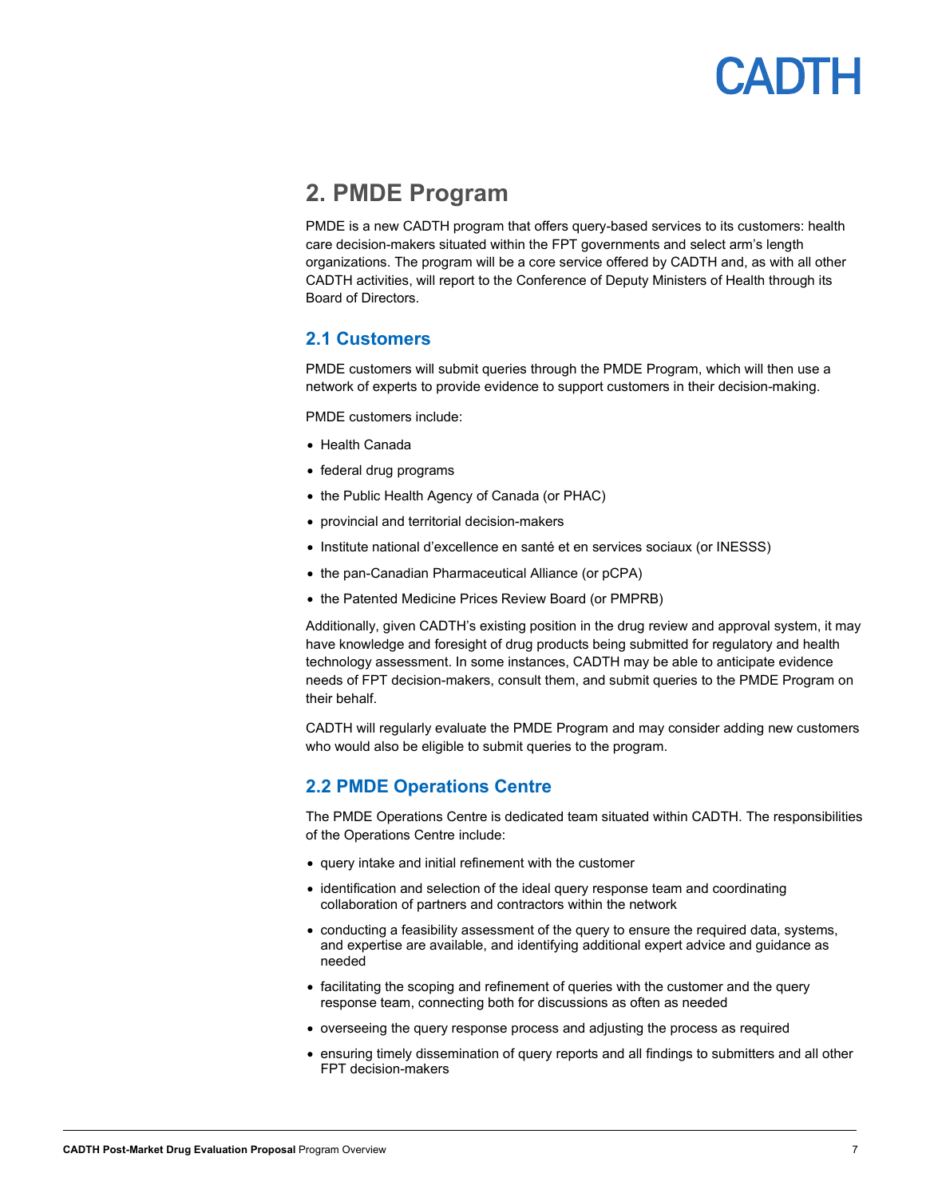## 2. PMDE Program

PMDE is a new CADTH program that offers query-based services to its customers: health care decision-makers situated within the FPT governments and select arm's length organizations. The program will be a core service offered by CADTH and, as with all other CADTH activities, will report to the Conference of Deputy Ministers of Health through its Board of Directors.

### 2.1 Customers

PMDE customers will submit queries through the PMDE Program, which will then use a network of experts to provide evidence to support customers in their decision-making.

PMDE customers include:

- Health Canada
- federal drug programs
- the Public Health Agency of Canada (or PHAC)
- provincial and territorial decision-makers
- Institute national d'excellence en santé et en services sociaux (or INESSS)
- the pan-Canadian Pharmaceutical Alliance (or pCPA)
- the Patented Medicine Prices Review Board (or PMPRB)

Additionally, given CADTH's existing position in the drug review and approval system, it may have knowledge and foresight of drug products being submitted for regulatory and health technology assessment. In some instances, CADTH may be able to anticipate evidence needs of FPT decision-makers, consult them, and submit queries to the PMDE Program on their behalf.

CADTH will regularly evaluate the PMDE Program and may consider adding new customers who would also be eligible to submit queries to the program.

### 2.2 PMDE Operations Centre

The PMDE Operations Centre is dedicated team situated within CADTH. The responsibilities of the Operations Centre include:

- query intake and initial refinement with the customer
- identification and selection of the ideal query response team and coordinating collaboration of partners and contractors within the network
- conducting a feasibility assessment of the query to ensure the required data, systems, and expertise are available, and identifying additional expert advice and guidance as needed
- facilitating the scoping and refinement of queries with the customer and the query response team, connecting both for discussions as often as needed
- overseeing the query response process and adjusting the process as required
- ensuring timely dissemination of query reports and all findings to submitters and all other FPT decision-makers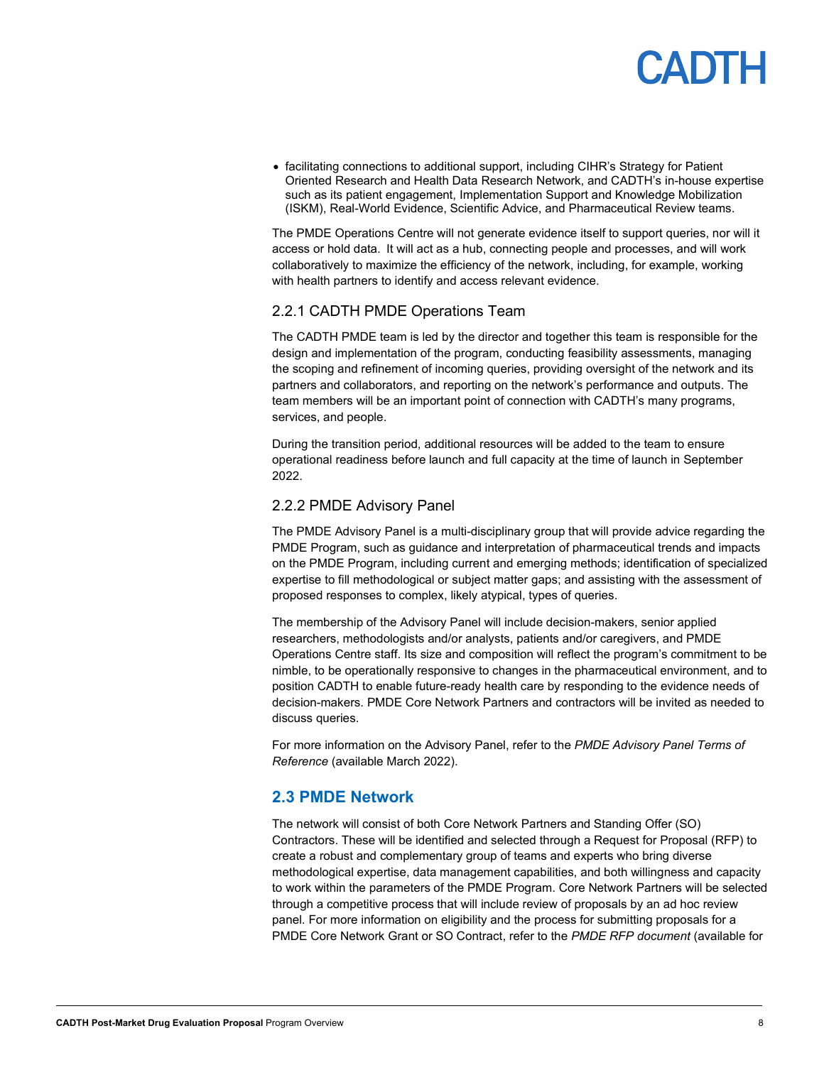- facilitating connections to additional support, including CIHR's Strategy for Patient Oriented Research and Health Data Research Network, and CADTH's in-house expertise such as its patient engagement, Implementation Support and Knowledge Mobilization (ISKM), Real-World Evidence, Scientific Advice, and Pharmaceutical Review teams.

The PMDE Operations Centre will not generate evidence itself to support queries, nor will it access or hold data. It will act as a hub, connecting people and processes, and will work collaboratively to maximize the efficiency of the network, including, for example, working with health partners to identify and access relevant evidence.

### 2.2.1 CADTH PMDE Operations Team

The CADTH PMDE team is led by the director and together this team is responsible for the design and implementation of the program, conducting feasibility assessments, managing the scoping and refinement of incoming queries, providing oversight of the network and its partners and collaborators, and reporting on the network's performance and outputs. The team members will be an important point of connection with CADTH's many programs, services, and people.

During the transition period, additional resources will be added to the team to ensure operational readiness before launch and full capacity at the time of launch in September 2022.

### 2.2.2 PMDE Advisory Panel

The PMDE Advisory Panel is a multi-disciplinary group that will provide advice regarding the PMDE Program, such as guidance and interpretation of pharmaceutical trends and impacts on the PMDE Program, including current and emerging methods; identification of specialized expertise to fill methodological or subject matter gaps; and assisting with the assessment of proposed responses to complex, likely atypical, types of queries.

The membership of the Advisory Panel will include decision-makers, senior applied researchers, methodologists and/or analysts, patients and/or caregivers, and PMDE Operations Centre staff. Its size and composition will reflect the program's commitment to be nimble, to be operationally responsive to changes in the pharmaceutical environment, and to position CADTH to enable future-ready health care by responding to the evidence needs of decision-makers. PMDE Core Network Partners and contractors will be invited as needed to discuss queries.

For more information on the Advisory Panel, refer to the *PMDE Advisory Panel Terms of Reference* (available March 2022).

## 2.3 PMDE Network

The network will consist of both Core Network Partners and Standing Offer (SO) Contractors. These will be identified and selected through a Request for Proposal (RFP) to create a robust and complementary group of teams and experts who bring diverse methodological expertise, data management capabilities, and both willingness and capacity to work within the parameters of the PMDE Program. Core Network Partners will be selected through a competitive process that will include review of proposals by an ad hoc review panel. For more information on eligibility and the process for submitting proposals for a PMDE Core Network Grant or SO Contract, refer to the *PMDE RFP document* (available for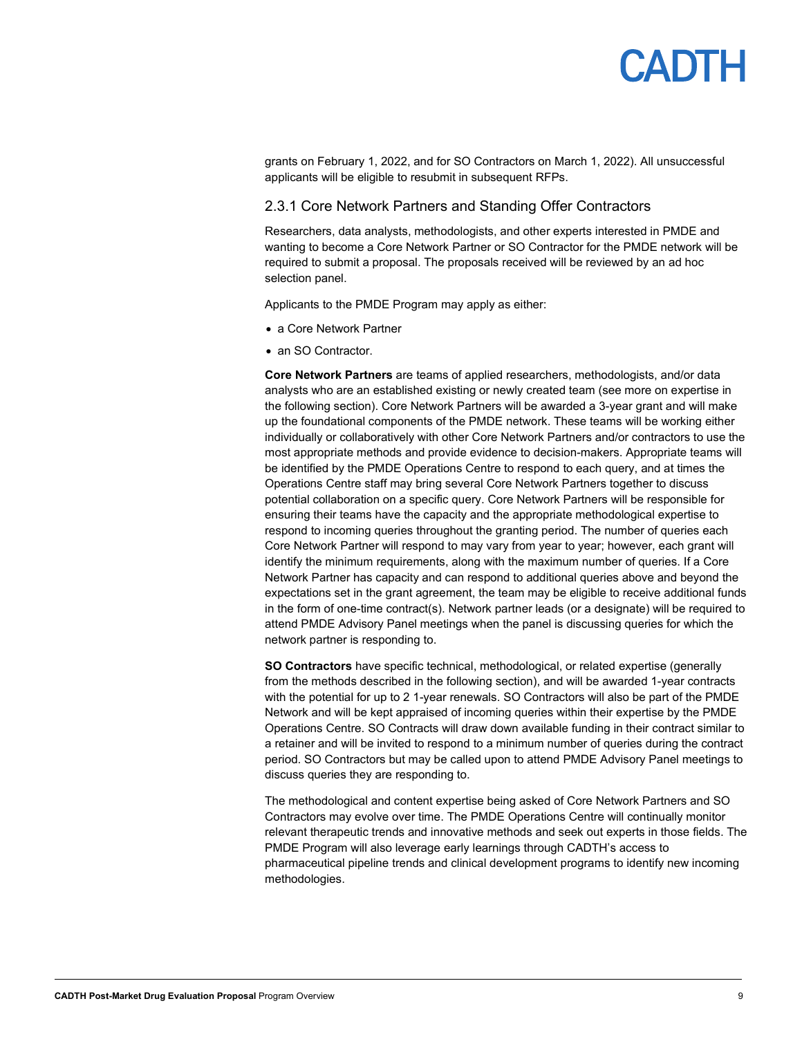grants on February 1, 2022, and for SO Contractors on March 1, 2022). All unsuccessful applicants will be eligible to resubmit in subsequent RFPs.

### 2.3.1 Core Network Partners and Standing Offer Contractors

Researchers, data analysts, methodologists, and other experts interested in PMDE and wanting to become a Core Network Partner or SO Contractor for the PMDE network will be required to submit a proposal. The proposals received will be reviewed by an ad hoc selection panel.

Applicants to the PMDE Program may apply as either:

- a Core Network Partner
- an SO Contractor.

**Core Network Partners** are teams of applied researchers, methodologists, and/or data analysts who are an established existing or newly created team (see more on expertise in the following section). Core Network Partners will be awarded a 3-year grant and will make up the foundational components of the PMDE network. These teams will be working either individually or collaboratively with other Core Network Partners and/or contractors to use the most appropriate methods and provide evidence to decision-makers. Appropriate teams will be identified by the PMDE Operations Centre to respond to each query, and at times the Operations Centre staff may bring several Core Network Partners together to discuss potential collaboration on a specific query. Core Network Partners will be responsible for ensuring their teams have the capacity and the appropriate methodological expertise to respond to incoming queries throughout the granting period. The number of queries each Core Network Partner will respond to may vary from year to year; however, each grant will identify the minimum requirements, along with the maximum number of queries. If a Core Network Partner has capacity and can respond to additional queries above and beyond the expectations set in the grant agreement, the team may be eligible to receive additional funds in the form of one-time contract(s). Network partner leads (or a designate) will be required to attend PMDE Advisory Panel meetings when the panel is discussing queries for which the network partner is responding to.

**SO Contractors** have specific technical, methodological, or related expertise (generally from the methods described in the following section), and will be awarded 1-year contracts with the potential for up to 2 1-year renewals. SO Contractors will also be part of the PMDE Network and will be kept appraised of incoming queries within their expertise by the PMDE Operations Centre. SO Contracts will draw down available funding in their contract similar to a retainer and will be invited to respond to a minimum number of queries during the contract period. SO Contractors but may be called upon to attend PMDE Advisory Panel meetings to discuss queries they are responding to.

The methodological and content expertise being asked of Core Network Partners and SO Contractors may evolve over time. The PMDE Operations Centre will continually monitor relevant therapeutic trends and innovative methods and seek out experts in those fields. The PMDE Program will also leverage early learnings through CADTH's access to pharmaceutical pipeline trends and clinical development programs to identify new incoming methodologies.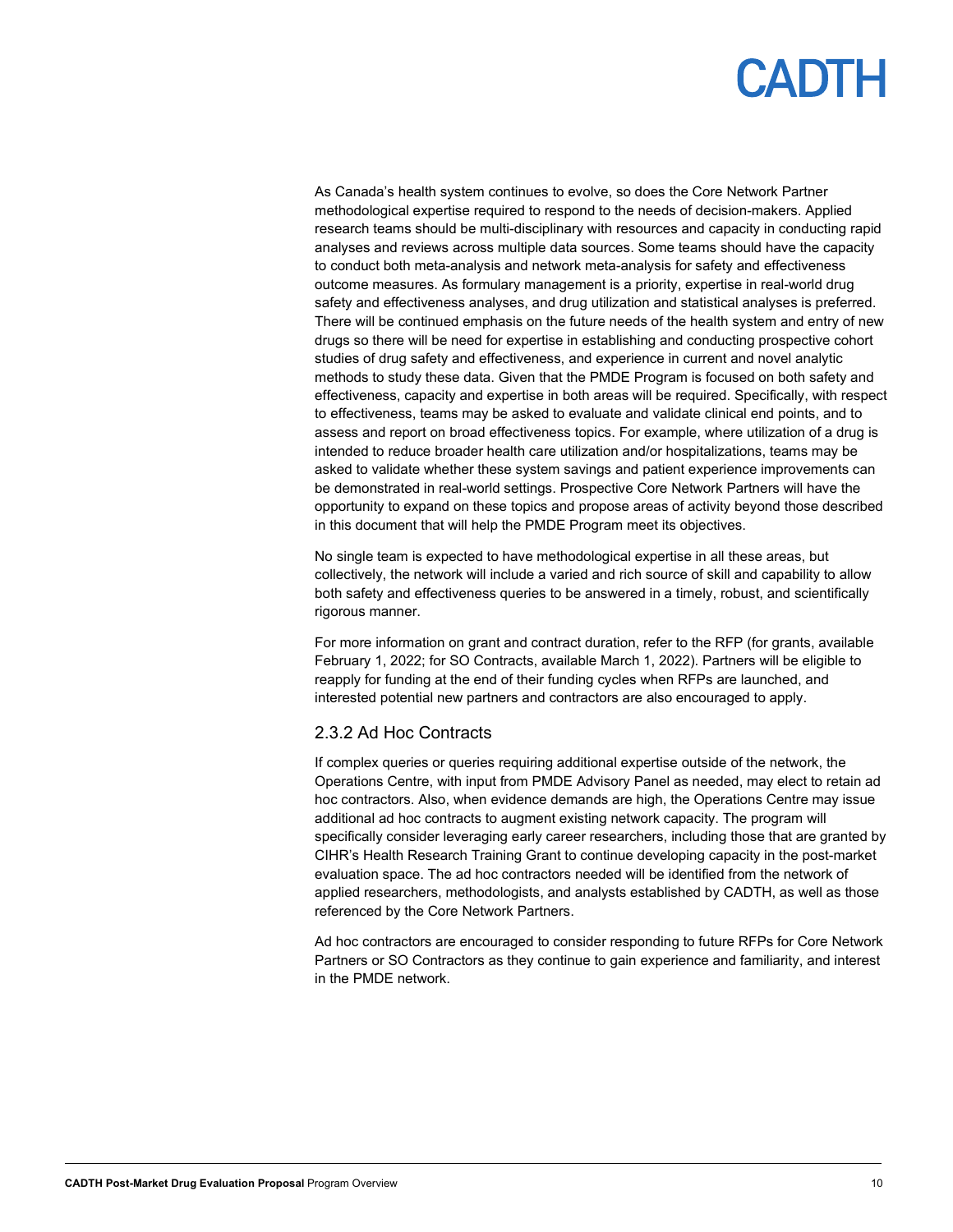As Canada's health system continues to evolve, so does the Core Network Partner methodological expertise required to respond to the needs of decision-makers. Applied research teams should be multi-disciplinary with resources and capacity in conducting rapid analyses and reviews across multiple data sources. Some teams should have the capacity to conduct both meta-analysis and network meta-analysis for safety and effectiveness outcome measures. As formulary management is a priority, expertise in real-world drug safety and effectiveness analyses, and drug utilization and statistical analyses is preferred. There will be continued emphasis on the future needs of the health system and entry of new drugs so there will be need for expertise in establishing and conducting prospective cohort studies of drug safety and effectiveness, and experience in current and novel analytic methods to study these data. Given that the PMDE Program is focused on both safety and effectiveness, capacity and expertise in both areas will be required. Specifically, with respect to effectiveness, teams may be asked to evaluate and validate clinical end points, and to assess and report on broad effectiveness topics. For example, where utilization of a drug is intended to reduce broader health care utilization and/or hospitalizations, teams may be asked to validate whether these system savings and patient experience improvements can be demonstrated in real-world settings. Prospective Core Network Partners will have the opportunity to expand on these topics and propose areas of activity beyond those described in this document that will help the PMDE Program meet its objectives.

No single team is expected to have methodological expertise in all these areas, but collectively, the network will include a varied and rich source of skill and capability to allow both safety and effectiveness queries to be answered in a timely, robust, and scientifically rigorous manner.

For more information on grant and contract duration, refer to the RFP (for grants, available February 1, 2022; for SO Contracts, available March 1, 2022). Partners will be eligible to reapply for funding at the end of their funding cycles when RFPs are launched, and interested potential new partners and contractors are also encouraged to apply.

### 2.3.2 Ad Hoc Contracts

If complex queries or queries requiring additional expertise outside of the network, the Operations Centre, with input from PMDE Advisory Panel as needed, may elect to retain ad hoc contractors. Also, when evidence demands are high, the Operations Centre may issue additional ad hoc contracts to augment existing network capacity. The program will specifically consider leveraging early career researchers, including those that are granted by CIHR's Health Research Training Grant to continue developing capacity in the post-market evaluation space. The ad hoc contractors needed will be identified from the network of applied researchers, methodologists, and analysts established by CADTH, as well as those referenced by the Core Network Partners.

Ad hoc contractors are encouraged to consider responding to future RFPs for Core Network Partners or SO Contractors as they continue to gain experience and familiarity, and interest in the PMDE network.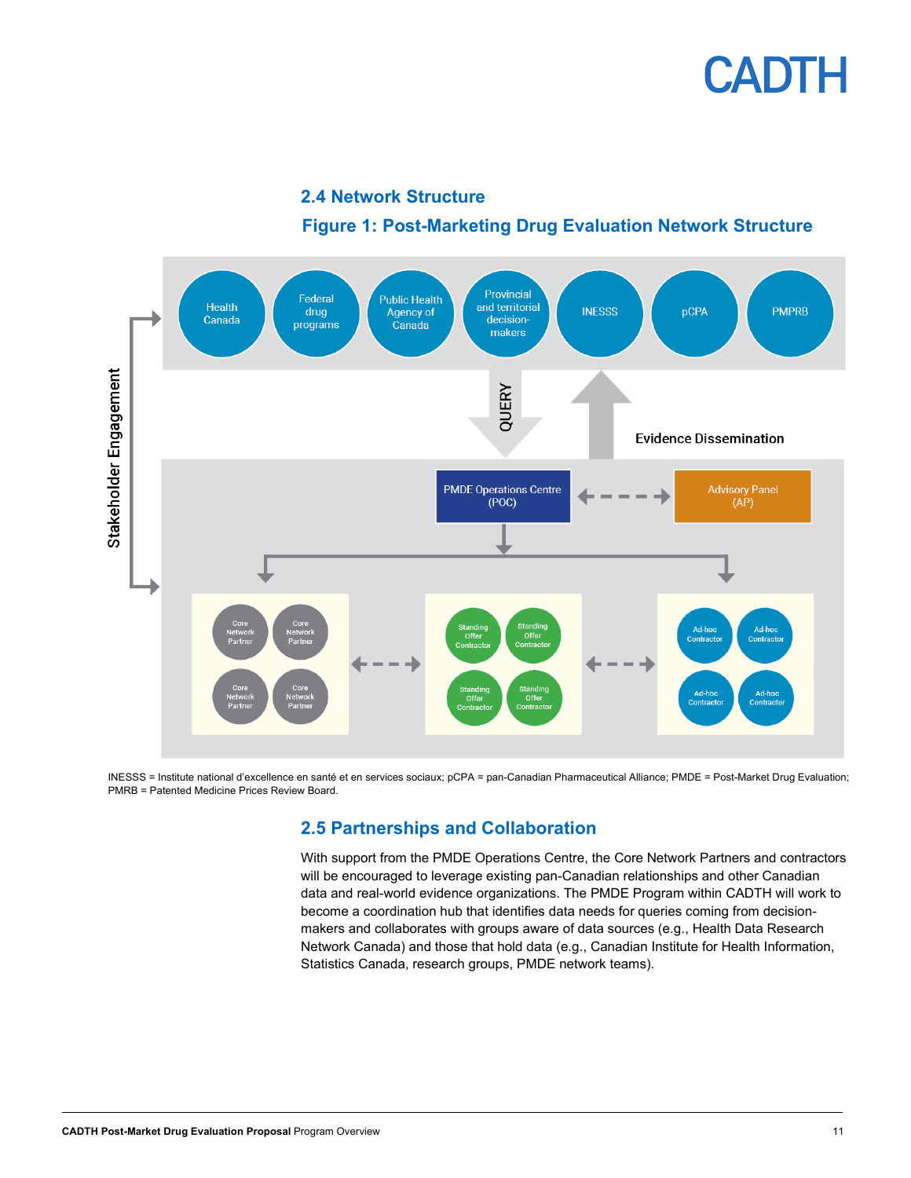## 2.4 Network Structure

### Figure 1: Post-Marketing Drug Evaluation Network Structure

Health Canada | Federal drug programs | Public Health Agency of Canada | Provincial and territorial decision-makers | INESSS | pCPA | PMPRB

QUERY

Evidence Dissemination

Stakeholder Engagement

PMDE Operations Centre (POC)

Advisory Panel (AP)

Core Network Partner | Core Network Partner | Core Network Partner | Core Network Partner

Standing Offer Contractor | Standing Offer Contractor | Standing Offer Contractor | Standing Offer Contractor

Ad-hoc Contractor | Ad-hoc Contractor | Ad-hoc Contractor | Ad-hoc Contractor

INESSS = Institute national d'excellence en santé et en services sociaux; pCPA = pan-Canadian Pharmaceutical Alliance; PMDE = Post-Market Drug Evaluation; PMRB = Patented Medicine Prices Review Board.

## 2.5 Partnerships and Collaboration

With support from the PMDE Operations Centre, the Core Network Partners and contractors will be encouraged to leverage existing pan-Canadian relationships and other Canadian data and real-world evidence organizations. The PMDE Program within CADTH will work to become a coordination hub that identifies data needs for queries coming from decision-makers and collaborates with groups aware of data sources (e.g., Health Data Research Network Canada) and those that hold data (e.g., Canadian Institute for Health Information, Statistics Canada, research groups, PMDE network teams).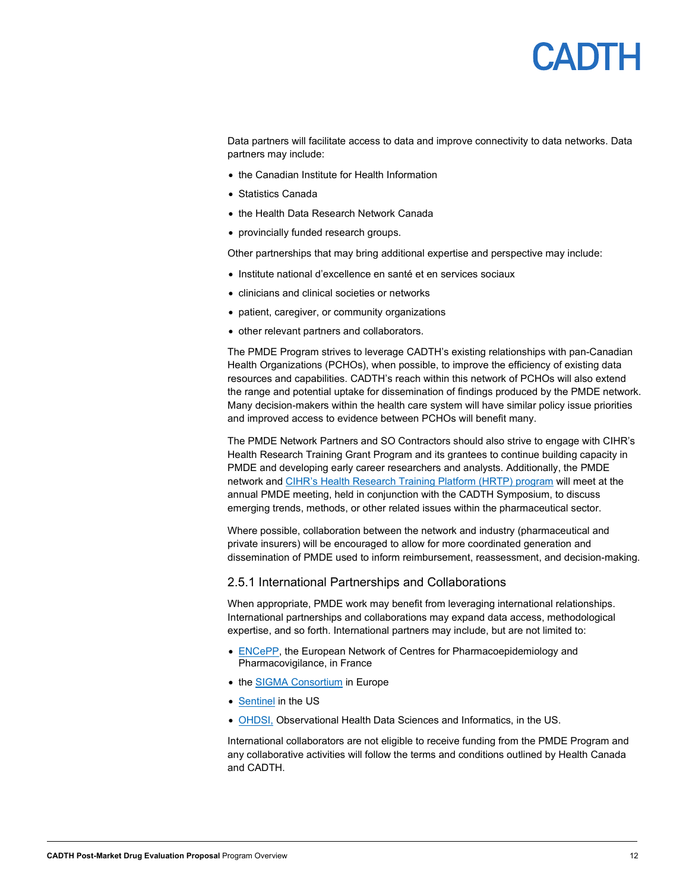Data partners will facilitate access to data and improve connectivity to data networks. Data partners may include:

- the Canadian Institute for Health Information
- Statistics Canada
- the Health Data Research Network Canada
- provincially funded research groups.

Other partnerships that may bring additional expertise and perspective may include:

- Institute national d'excellence en santé et en services sociaux
- clinicians and clinical societies or networks
- patient, caregiver, or community organizations
- other relevant partners and collaborators.

The PMDE Program strives to leverage CADTH's existing relationships with pan-Canadian Health Organizations (PCHOs), when possible, to improve the efficiency of existing data resources and capabilities. CADTH's reach within this network of PCHOs will also extend the range and potential uptake for dissemination of findings produced by the PMDE network. Many decision-makers within the health care system will have similar policy issue priorities and improved access to evidence between PCHOs will benefit many.

The PMDE Network Partners and SO Contractors should also strive to engage with CIHR's Health Research Training Grant Program and its grantees to continue building capacity in PMDE and developing early career researchers and analysts. Additionally, the PMDE network and CIHR's Health Research Training Platform (HRTP) program will meet at the annual PMDE meeting, held in conjunction with the CADTH Symposium, to discuss emerging trends, methods, or other related issues within the pharmaceutical sector.

Where possible, collaboration between the network and industry (pharmaceutical and private insurers) will be encouraged to allow for more coordinated generation and dissemination of PMDE used to inform reimbursement, reassessment, and decision-making.

### 2.5.1 International Partnerships and Collaborations

When appropriate, PMDE work may benefit from leveraging international relationships. International partnerships and collaborations may expand data access, methodological expertise, and so forth. International partners may include, but are not limited to:

- ENCePP, the European Network of Centres for Pharmacoepidemiology and Pharmacovigilance, in France
- the SIGMA Consortium in Europe
- Sentinel in the US
- OHDSI, Observational Health Data Sciences and Informatics, in the US.

International collaborators are not eligible to receive funding from the PMDE Program and any collaborative activities will follow the terms and conditions outlined by Health Canada and CADTH.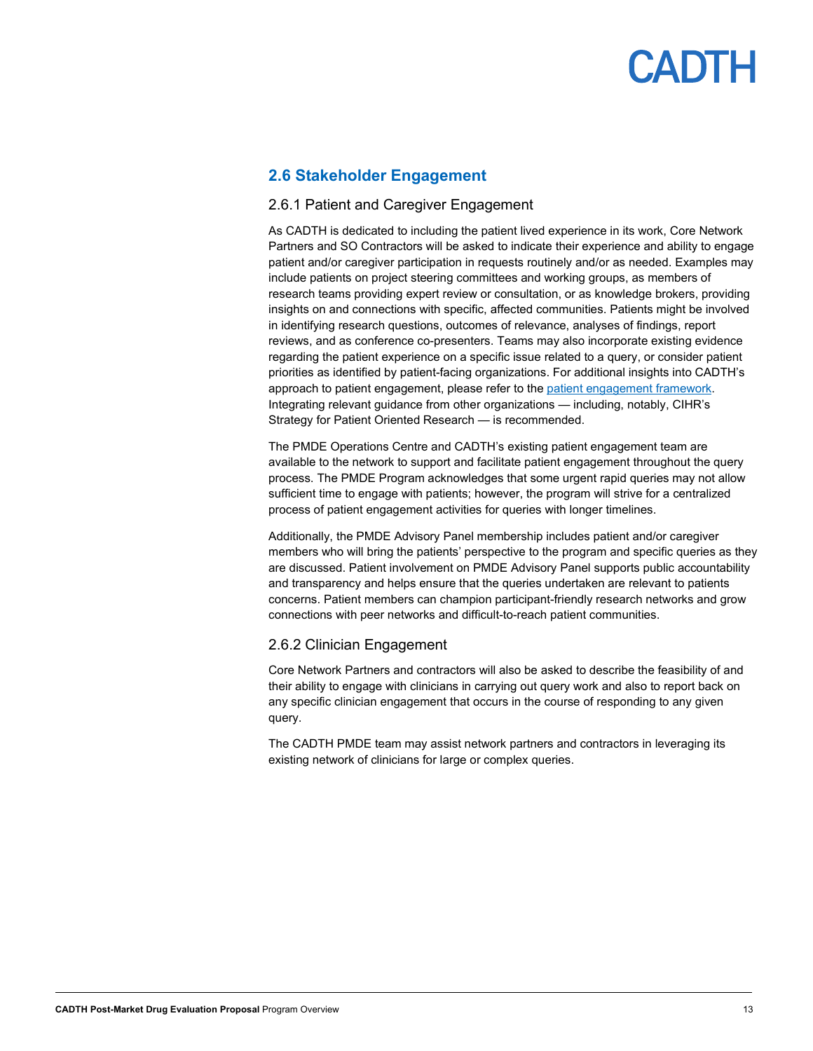## 2.6 Stakeholder Engagement

### 2.6.1 Patient and Caregiver Engagement

As CADTH is dedicated to including the patient lived experience in its work, Core Network Partners and SO Contractors will be asked to indicate their experience and ability to engage patient and/or caregiver participation in requests routinely and/or as needed. Examples may include patients on project steering committees and working groups, as members of research teams providing expert review or consultation, or as knowledge brokers, providing insights on and connections with specific, affected communities. Patients might be involved in identifying research questions, outcomes of relevance, analyses of findings, report reviews, and as conference co-presenters. Teams may also incorporate existing evidence regarding the patient experience on a specific issue related to a query, or consider patient priorities as identified by patient-facing organizations. For additional insights into CADTH's approach to patient engagement, please refer to the [patient engagement framework](). Integrating relevant guidance from other organizations — including, notably, CIHR's Strategy for Patient Oriented Research — is recommended.

The PMDE Operations Centre and CADTH's existing patient engagement team are available to the network to support and facilitate patient engagement throughout the query process. The PMDE Program acknowledges that some urgent rapid queries may not allow sufficient time to engage with patients; however, the program will strive for a centralized process of patient engagement activities for queries with longer timelines.

Additionally, the PMDE Advisory Panel membership includes patient and/or caregiver members who will bring the patients' perspective to the program and specific queries as they are discussed. Patient involvement on PMDE Advisory Panel supports public accountability and transparency and helps ensure that the queries undertaken are relevant to patients concerns. Patient members can champion participant-friendly research networks and grow connections with peer networks and difficult-to-reach patient communities.

### 2.6.2 Clinician Engagement

Core Network Partners and contractors will also be asked to describe the feasibility of and their ability to engage with clinicians in carrying out query work and also to report back on any specific clinician engagement that occurs in the course of responding to any given query.

The CADTH PMDE team may assist network partners and contractors in leveraging its existing network of clinicians for large or complex queries.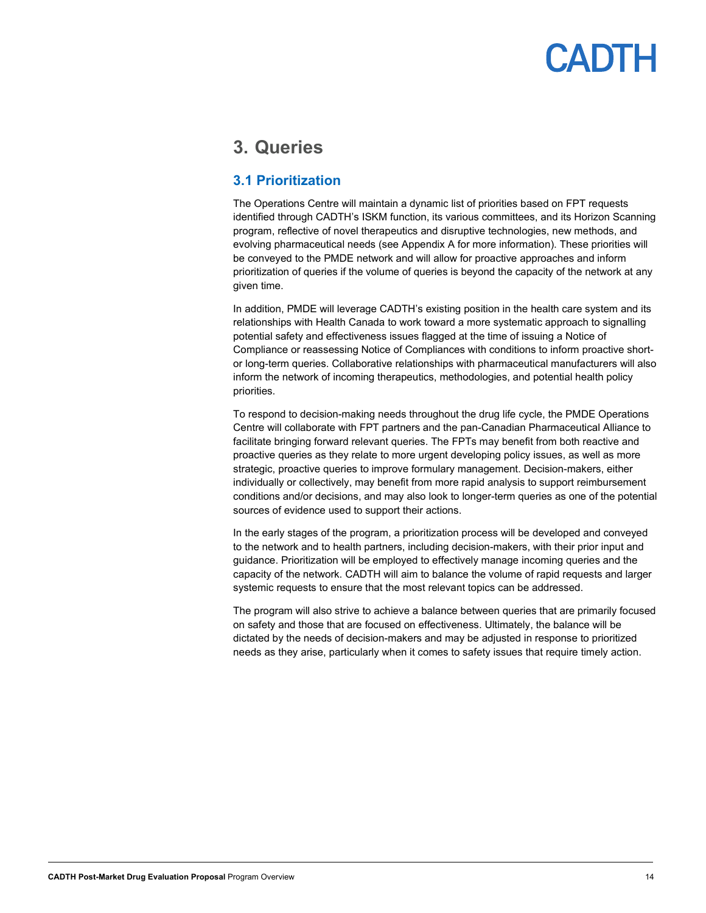# 3. Queries

## 3.1 Prioritization

The Operations Centre will maintain a dynamic list of priorities based on FPT requests identified through CADTH's ISKM function, its various committees, and its Horizon Scanning program, reflective of novel therapeutics and disruptive technologies, new methods, and evolving pharmaceutical needs (see Appendix A for more information). These priorities will be conveyed to the PMDE network and will allow for proactive approaches and inform prioritization of queries if the volume of queries is beyond the capacity of the network at any given time.

In addition, PMDE will leverage CADTH's existing position in the health care system and its relationships with Health Canada to work toward a more systematic approach to signalling potential safety and effectiveness issues flagged at the time of issuing a Notice of Compliance or reassessing Notice of Compliances with conditions to inform proactive short- or long-term queries. Collaborative relationships with pharmaceutical manufacturers will also inform the network of incoming therapeutics, methodologies, and potential health policy priorities.

To respond to decision-making needs throughout the drug life cycle, the PMDE Operations Centre will collaborate with FPT partners and the pan-Canadian Pharmaceutical Alliance to facilitate bringing forward relevant queries. The FPTs may benefit from both reactive and proactive queries as they relate to more urgent developing policy issues, as well as more strategic, proactive queries to improve formulary management. Decision-makers, either individually or collectively, may benefit from more rapid analysis to support reimbursement conditions and/or decisions, and may also look to longer-term queries as one of the potential sources of evidence used to support their actions.

In the early stages of the program, a prioritization process will be developed and conveyed to the network and to health partners, including decision-makers, with their prior input and guidance. Prioritization will be employed to effectively manage incoming queries and the capacity of the network. CADTH will aim to balance the volume of rapid requests and larger systemic requests to ensure that the most relevant topics can be addressed.

The program will also strive to achieve a balance between queries that are primarily focused on safety and those that are focused on effectiveness. Ultimately, the balance will be dictated by the needs of decision-makers and may be adjusted in response to prioritized needs as they arise, particularly when it comes to safety issues that require timely action.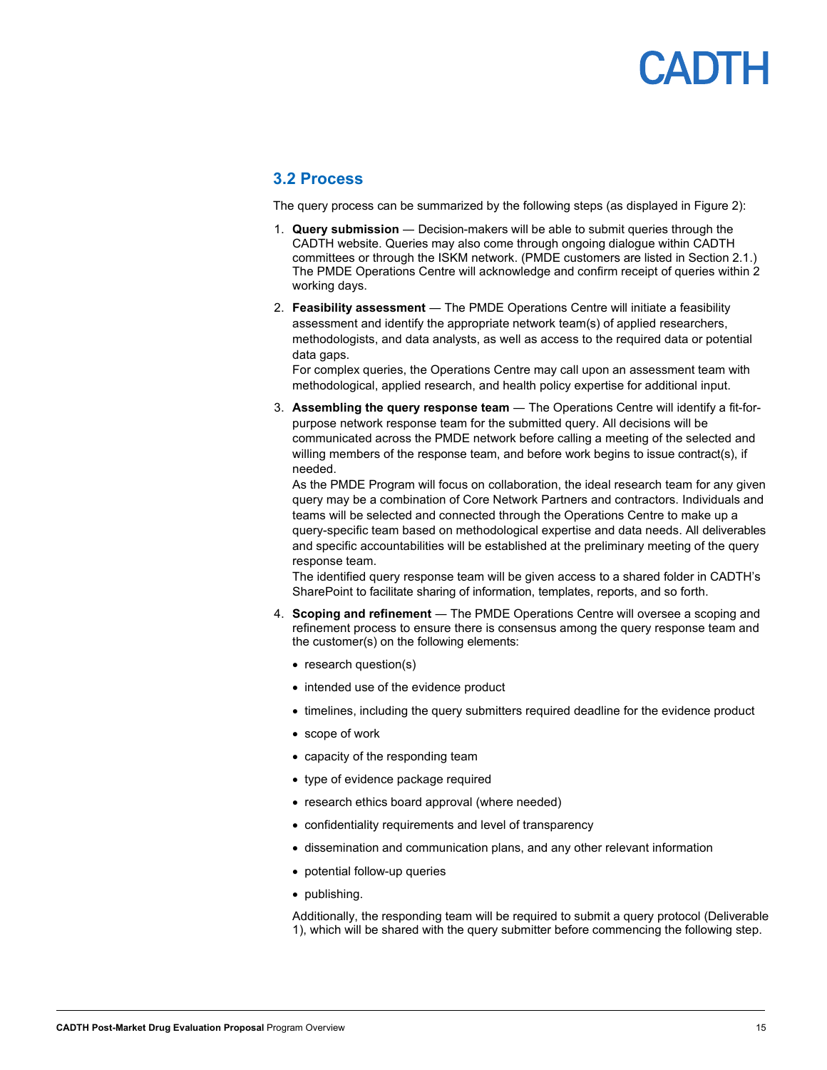## 3.2 Process

The query process can be summarized by the following steps (as displayed in Figure 2):

1. **Query submission** — Decision-makers will be able to submit queries through the CADTH website. Queries may also come through ongoing dialogue within CADTH committees or through the ISKM network. (PMDE customers are listed in Section 2.1.) The PMDE Operations Centre will acknowledge and confirm receipt of queries within 2 working days.

2. **Feasibility assessment** — The PMDE Operations Centre will initiate a feasibility assessment and identify the appropriate network team(s) of applied researchers, methodologists, and data analysts, as well as access to the required data or potential data gaps.
   For complex queries, the Operations Centre may call upon an assessment team with methodological, applied research, and health policy expertise for additional input.

3. **Assembling the query response team** — The Operations Centre will identify a fit-for-purpose network response team for the submitted query. All decisions will be communicated across the PMDE network before calling a meeting of the selected and willing members of the response team, and before work begins to issue contract(s), if needed.
   As the PMDE Program will focus on collaboration, the ideal research team for any given query may be a combination of Core Network Partners and contractors. Individuals and teams will be selected and connected through the Operations Centre to make up a query-specific team based on methodological expertise and data needs. All deliverables and specific accountabilities will be established at the preliminary meeting of the query response team.
   The identified query response team will be given access to a shared folder in CADTH's SharePoint to facilitate sharing of information, templates, reports, and so forth.

4. **Scoping and refinement** — The PMDE Operations Centre will oversee a scoping and refinement process to ensure there is consensus among the query response team and the customer(s) on the following elements:
   - research question(s)
   - intended use of the evidence product
   - timelines, including the query submitters required deadline for the evidence product
   - scope of work
   - capacity of the responding team
   - type of evidence package required
   - research ethics board approval (where needed)
   - confidentiality requirements and level of transparency
   - dissemination and communication plans, and any other relevant information
   - potential follow-up queries
   - publishing.

   Additionally, the responding team will be required to submit a query protocol (Deliverable 1), which will be shared with the query submitter before commencing the following step.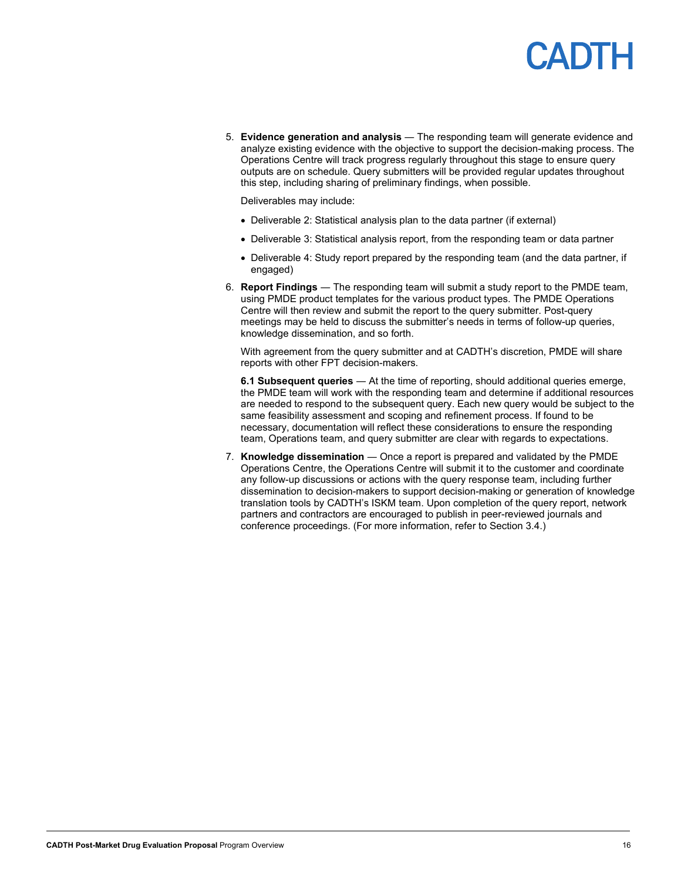5. **Evidence generation and analysis** — The responding team will generate evidence and analyze existing evidence with the objective to support the decision-making process. The Operations Centre will track progress regularly throughout this stage to ensure query outputs are on schedule. Query submitters will be provided regular updates throughout this step, including sharing of preliminary findings, when possible.

   Deliverables may include:

   - Deliverable 2: Statistical analysis plan to the data partner (if external)
   - Deliverable 3: Statistical analysis report, from the responding team or data partner
   - Deliverable 4: Study report prepared by the responding team (and the data partner, if engaged)

6. **Report Findings** — The responding team will submit a study report to the PMDE team, using PMDE product templates for the various product types. The PMDE Operations Centre will then review and submit the report to the query submitter. Post-query meetings may be held to discuss the submitter's needs in terms of follow-up queries, knowledge dissemination, and so forth.

   With agreement from the query submitter and at CADTH's discretion, PMDE will share reports with other FPT decision-makers.

   **6.1 Subsequent queries** — At the time of reporting, should additional queries emerge, the PMDE team will work with the responding team and determine if additional resources are needed to respond to the subsequent query. Each new query would be subject to the same feasibility assessment and scoping and refinement process. If found to be necessary, documentation will reflect these considerations to ensure the responding team, Operations team, and query submitter are clear with regards to expectations.

7. **Knowledge dissemination** — Once a report is prepared and validated by the PMDE Operations Centre, the Operations Centre will submit it to the customer and coordinate any follow-up discussions or actions with the query response team, including further dissemination to decision-makers to support decision-making or generation of knowledge translation tools by CADTH's ISKM team. Upon completion of the query report, network partners and contractors are encouraged to publish in peer-reviewed journals and conference proceedings. (For more information, refer to Section 3.4.)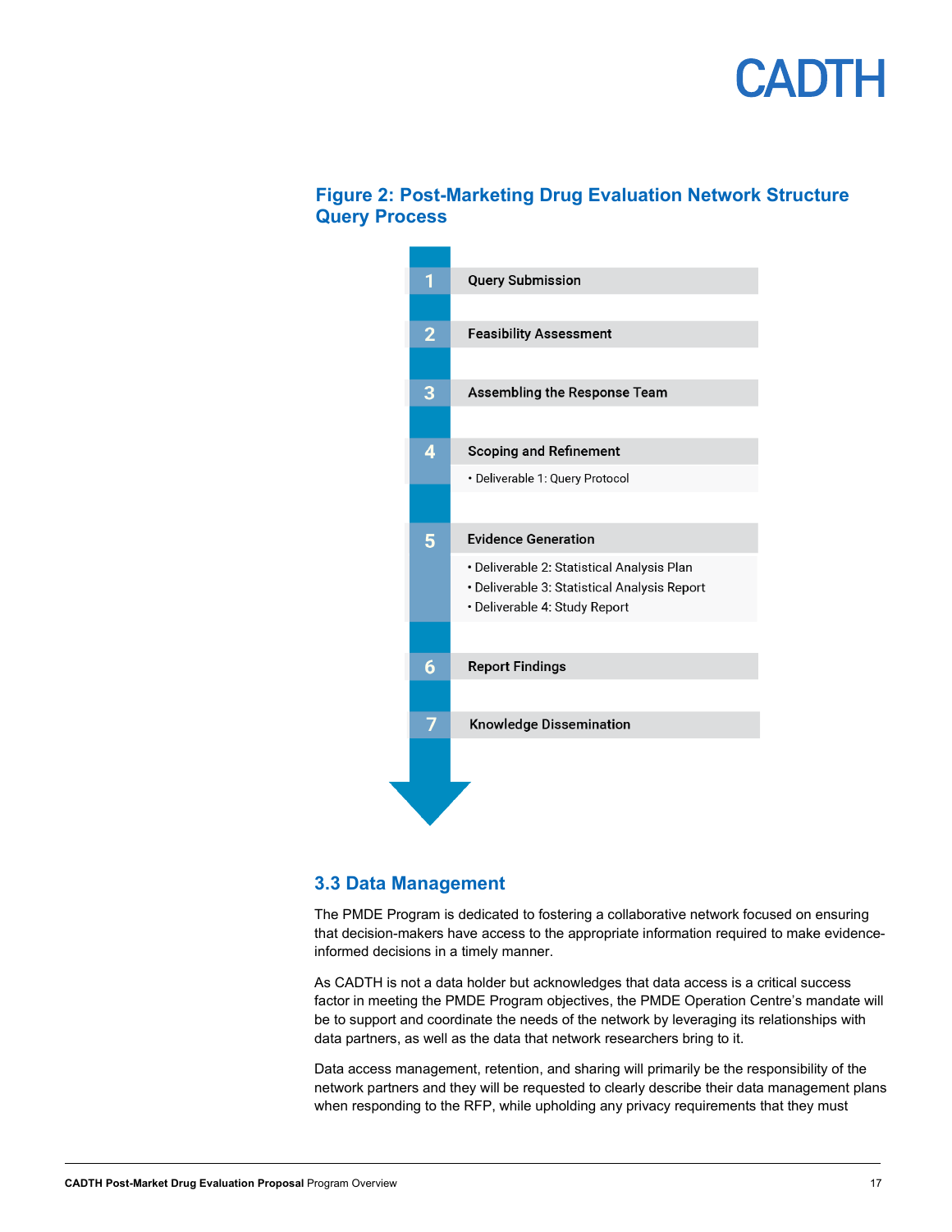### Figure 2: Post-Marketing Drug Evaluation Network Structure Query Process

1. Query Submission
2. Feasibility Assessment
3. Assembling the Response Team
4. Scoping and Refinement
   - Deliverable 1: Query Protocol
5. Evidence Generation
   - Deliverable 2: Statistical Analysis Plan
   - Deliverable 3: Statistical Analysis Report
   - Deliverable 4: Study Report
6. Report Findings
7. Knowledge Dissemination

## 3.3 Data Management

The PMDE Program is dedicated to fostering a collaborative network focused on ensuring that decision-makers have access to the appropriate information required to make evidence-informed decisions in a timely manner.

As CADTH is not a data holder but acknowledges that data access is a critical success factor in meeting the PMDE Program objectives, the PMDE Operation Centre's mandate will be to support and coordinate the needs of the network by leveraging its relationships with data partners, as well as the data that network researchers bring to it.

Data access management, retention, and sharing will primarily be the responsibility of the network partners and they will be requested to clearly describe their data management plans when responding to the RFP, while upholding any privacy requirements that they must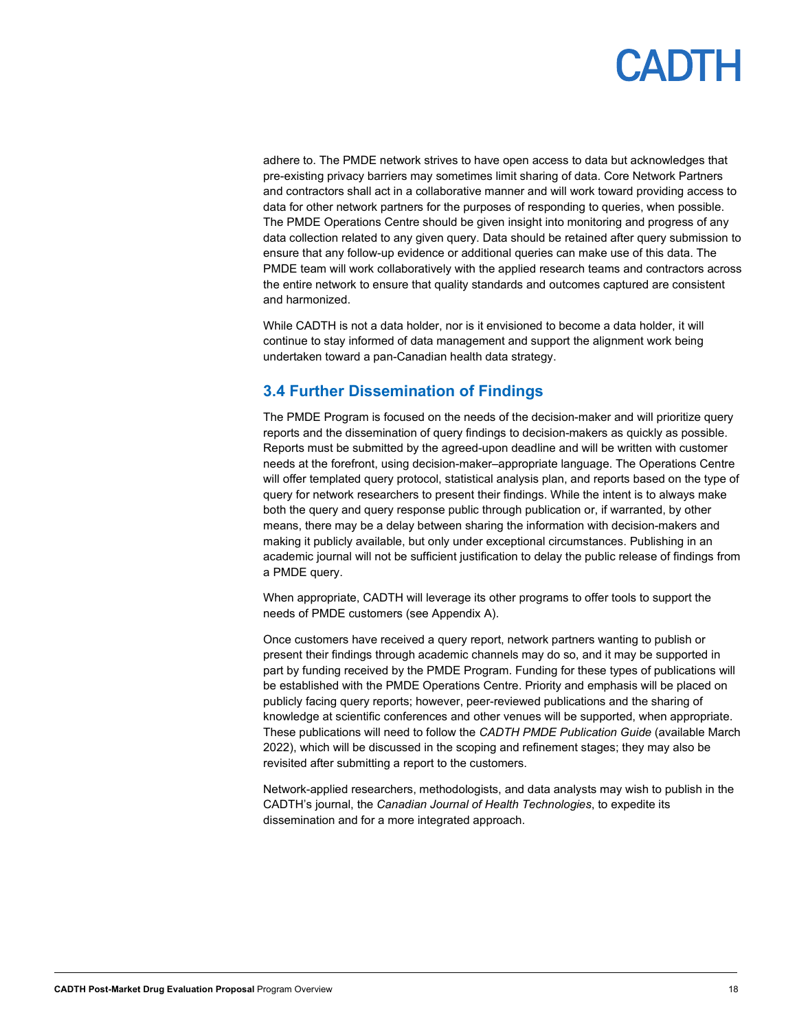adhere to. The PMDE network strives to have open access to data but acknowledges that pre-existing privacy barriers may sometimes limit sharing of data. Core Network Partners and contractors shall act in a collaborative manner and will work toward providing access to data for other network partners for the purposes of responding to queries, when possible. The PMDE Operations Centre should be given insight into monitoring and progress of any data collection related to any given query. Data should be retained after query submission to ensure that any follow-up evidence or additional queries can make use of this data. The PMDE team will work collaboratively with the applied research teams and contractors across the entire network to ensure that quality standards and outcomes captured are consistent and harmonized.

While CADTH is not a data holder, nor is it envisioned to become a data holder, it will continue to stay informed of data management and support the alignment work being undertaken toward a pan-Canadian health data strategy.

## 3.4 Further Dissemination of Findings

The PMDE Program is focused on the needs of the decision-maker and will prioritize query reports and the dissemination of query findings to decision-makers as quickly as possible. Reports must be submitted by the agreed-upon deadline and will be written with customer needs at the forefront, using decision-maker–appropriate language. The Operations Centre will offer templated query protocol, statistical analysis plan, and reports based on the type of query for network researchers to present their findings. While the intent is to always make both the query and query response public through publication or, if warranted, by other means, there may be a delay between sharing the information with decision-makers and making it publicly available, but only under exceptional circumstances. Publishing in an academic journal will not be sufficient justification to delay the public release of findings from a PMDE query.

When appropriate, CADTH will leverage its other programs to offer tools to support the needs of PMDE customers (see Appendix A).

Once customers have received a query report, network partners wanting to publish or present their findings through academic channels may do so, and it may be supported in part by funding received by the PMDE Program. Funding for these types of publications will be established with the PMDE Operations Centre. Priority and emphasis will be placed on publicly facing query reports; however, peer-reviewed publications and the sharing of knowledge at scientific conferences and other venues will be supported, when appropriate. These publications will need to follow the *CADTH PMDE Publication Guide* (available March 2022), which will be discussed in the scoping and refinement stages; they may also be revisited after submitting a report to the customers.

Network-applied researchers, methodologists, and data analysts may wish to publish in the CADTH's journal, the *Canadian Journal of Health Technologies*, to expedite its dissemination and for a more integrated approach.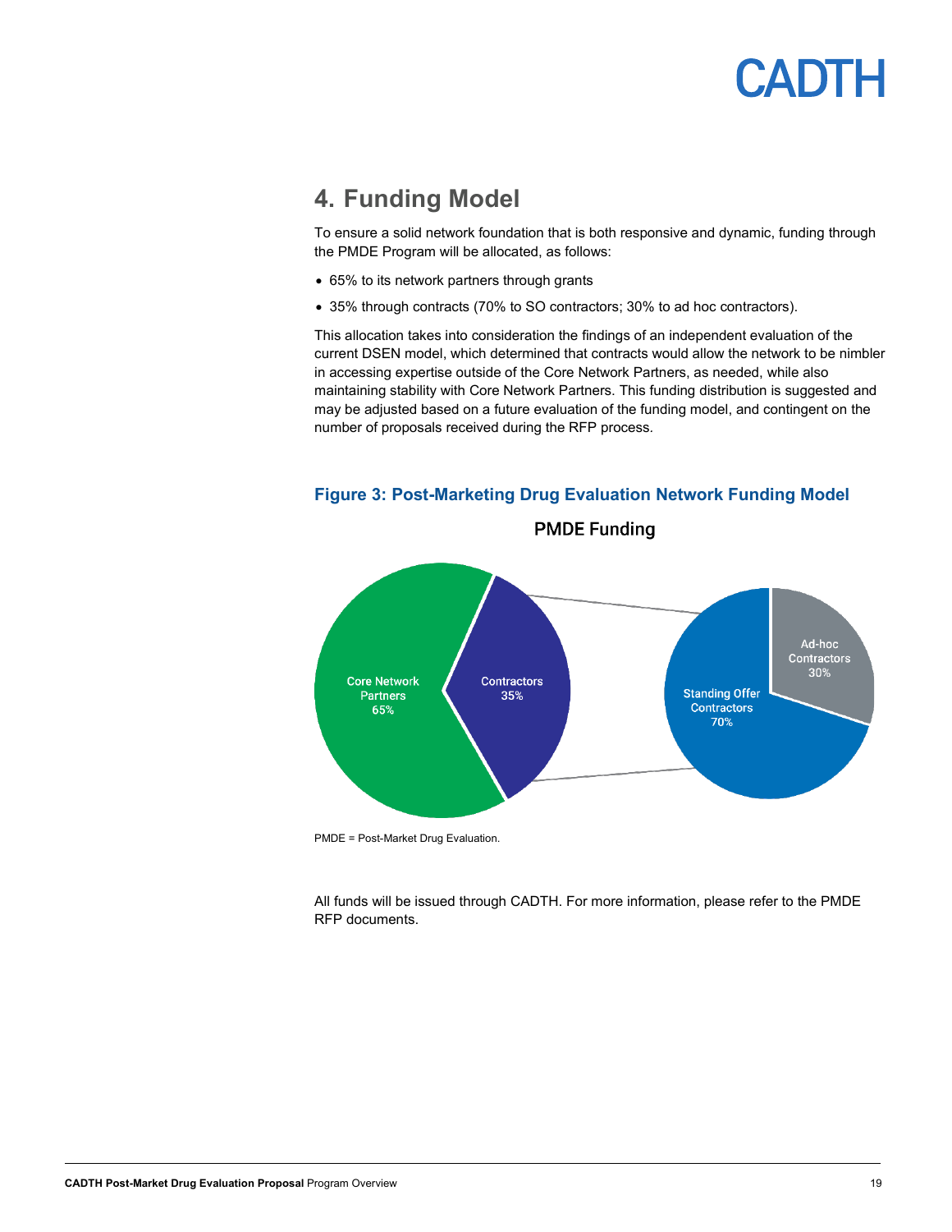## 4. Funding Model

To ensure a solid network foundation that is both responsive and dynamic, funding through the PMDE Program will be allocated, as follows:

- 65% to its network partners through grants
- 35% through contracts (70% to SO contractors; 30% to ad hoc contractors).

This allocation takes into consideration the findings of an independent evaluation of the current DSEN model, which determined that contracts would allow the network to be nimbler in accessing expertise outside of the Core Network Partners, as needed, while also maintaining stability with Core Network Partners. This funding distribution is suggested and may be adjusted based on a future evaluation of the funding model, and contingent on the number of proposals received during the RFP process.

**Figure 3: Post-Marketing Drug Evaluation Network Funding Model**

PMDE Funding

Core Network Partners 65%

Contractors 35%

Standing Offer Contractors 70%

Ad-hoc Contractors 30%

PMDE = Post-Market Drug Evaluation.

All funds will be issued through CADTH. For more information, please refer to the PMDE RFP documents.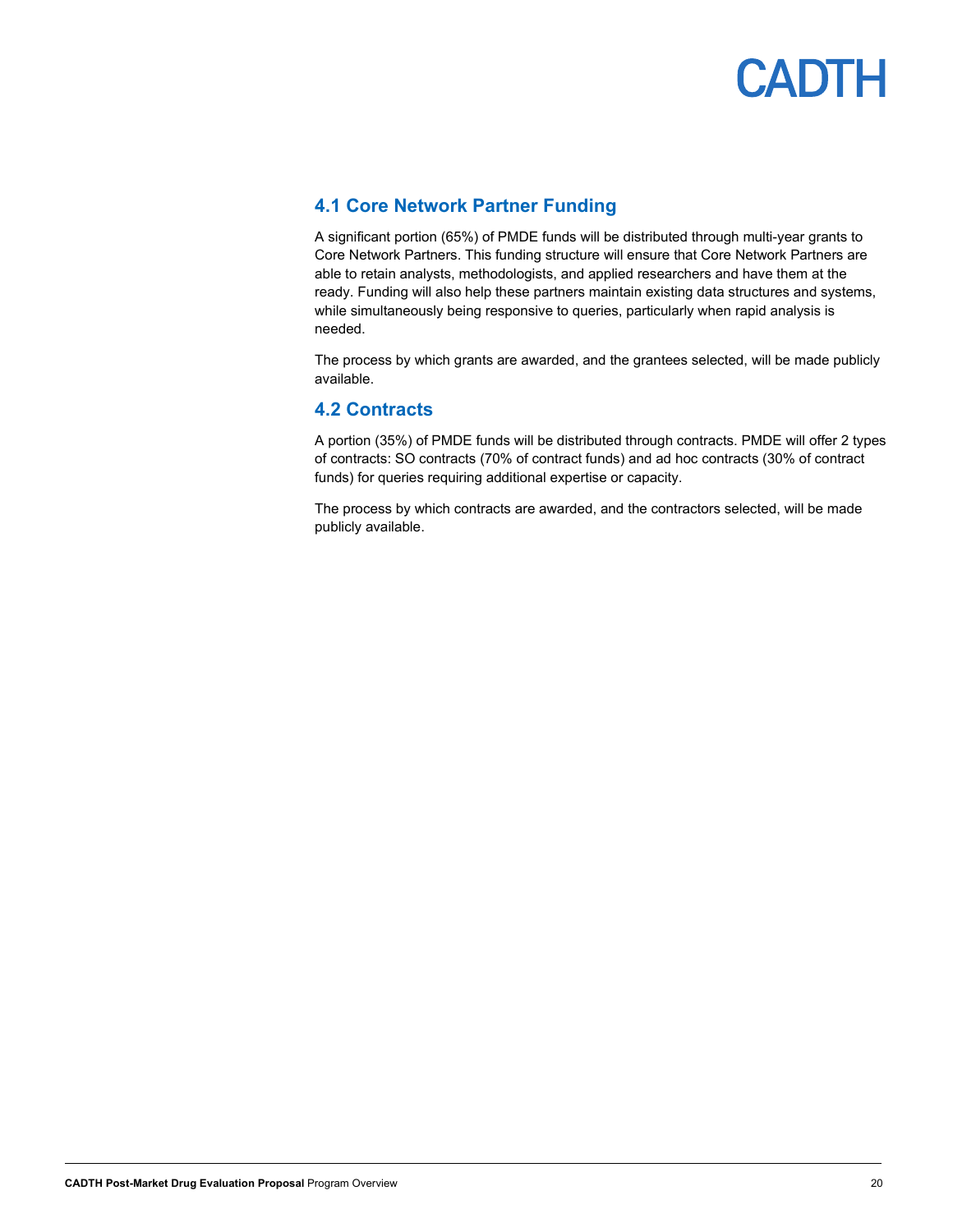## 4.1 Core Network Partner Funding

A significant portion (65%) of PMDE funds will be distributed through multi-year grants to Core Network Partners. This funding structure will ensure that Core Network Partners are able to retain analysts, methodologists, and applied researchers and have them at the ready. Funding will also help these partners maintain existing data structures and systems, while simultaneously being responsive to queries, particularly when rapid analysis is needed.

The process by which grants are awarded, and the grantees selected, will be made publicly available.

## 4.2 Contracts

A portion (35%) of PMDE funds will be distributed through contracts. PMDE will offer 2 types of contracts: SO contracts (70% of contract funds) and ad hoc contracts (30% of contract funds) for queries requiring additional expertise or capacity.

The process by which contracts are awarded, and the contractors selected, will be made publicly available.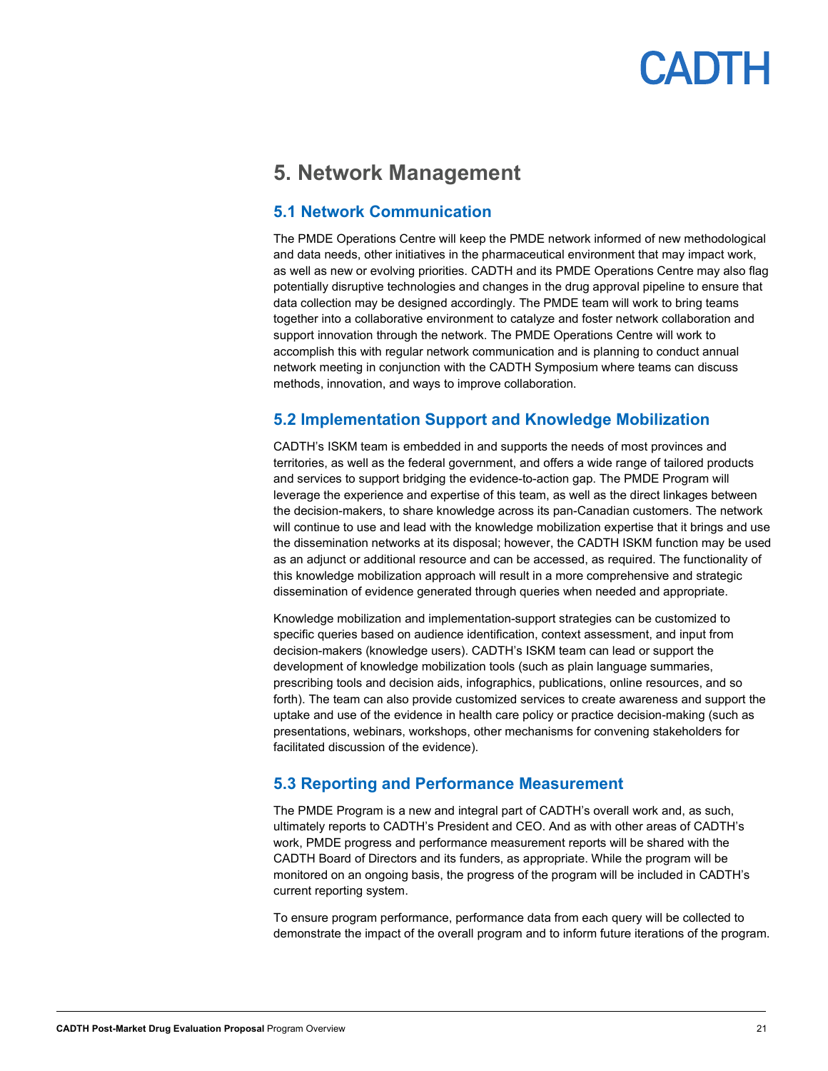# 5. Network Management

## 5.1 Network Communication

The PMDE Operations Centre will keep the PMDE network informed of new methodological and data needs, other initiatives in the pharmaceutical environment that may impact work, as well as new or evolving priorities. CADTH and its PMDE Operations Centre may also flag potentially disruptive technologies and changes in the drug approval pipeline to ensure that data collection may be designed accordingly. The PMDE team will work to bring teams together into a collaborative environment to catalyze and foster network collaboration and support innovation through the network. The PMDE Operations Centre will work to accomplish this with regular network communication and is planning to conduct annual network meeting in conjunction with the CADTH Symposium where teams can discuss methods, innovation, and ways to improve collaboration.

## 5.2 Implementation Support and Knowledge Mobilization

CADTH's ISKM team is embedded in and supports the needs of most provinces and territories, as well as the federal government, and offers a wide range of tailored products and services to support bridging the evidence-to-action gap. The PMDE Program will leverage the experience and expertise of this team, as well as the direct linkages between the decision-makers, to share knowledge across its pan-Canadian customers. The network will continue to use and lead with the knowledge mobilization expertise that it brings and use the dissemination networks at its disposal; however, the CADTH ISKM function may be used as an adjunct or additional resource and can be accessed, as required. The functionality of this knowledge mobilization approach will result in a more comprehensive and strategic dissemination of evidence generated through queries when needed and appropriate.

Knowledge mobilization and implementation-support strategies can be customized to specific queries based on audience identification, context assessment, and input from decision-makers (knowledge users). CADTH's ISKM team can lead or support the development of knowledge mobilization tools (such as plain language summaries, prescribing tools and decision aids, infographics, publications, online resources, and so forth). The team can also provide customized services to create awareness and support the uptake and use of the evidence in health care policy or practice decision-making (such as presentations, webinars, workshops, other mechanisms for convening stakeholders for facilitated discussion of the evidence).

## 5.3 Reporting and Performance Measurement

The PMDE Program is a new and integral part of CADTH's overall work and, as such, ultimately reports to CADTH's President and CEO. And as with other areas of CADTH's work, PMDE progress and performance measurement reports will be shared with the CADTH Board of Directors and its funders, as appropriate. While the program will be monitored on an ongoing basis, the progress of the program will be included in CADTH's current reporting system.

To ensure program performance, performance data from each query will be collected to demonstrate the impact of the overall program and to inform future iterations of the program.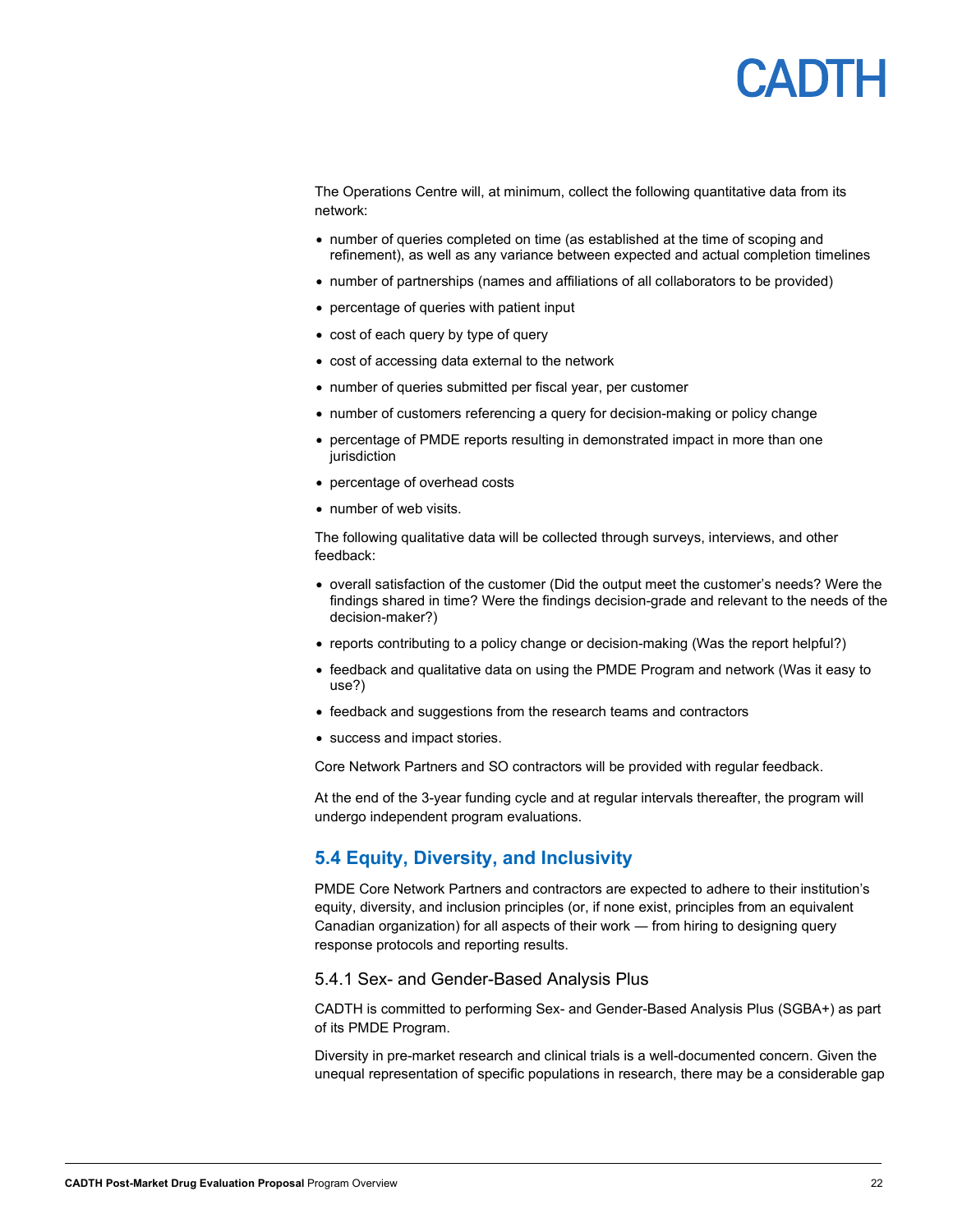The Operations Centre will, at minimum, collect the following quantitative data from its network:

- number of queries completed on time (as established at the time of scoping and refinement), as well as any variance between expected and actual completion timelines
- number of partnerships (names and affiliations of all collaborators to be provided)
- percentage of queries with patient input
- cost of each query by type of query
- cost of accessing data external to the network
- number of queries submitted per fiscal year, per customer
- number of customers referencing a query for decision-making or policy change
- percentage of PMDE reports resulting in demonstrated impact in more than one jurisdiction
- percentage of overhead costs
- number of web visits.

The following qualitative data will be collected through surveys, interviews, and other feedback:

- overall satisfaction of the customer (Did the output meet the customer's needs? Were the findings shared in time? Were the findings decision-grade and relevant to the needs of the decision-maker?)
- reports contributing to a policy change or decision-making (Was the report helpful?)
- feedback and qualitative data on using the PMDE Program and network (Was it easy to use?)
- feedback and suggestions from the research teams and contractors
- success and impact stories.

Core Network Partners and SO contractors will be provided with regular feedback.

At the end of the 3-year funding cycle and at regular intervals thereafter, the program will undergo independent program evaluations.

## 5.4 Equity, Diversity, and Inclusivity

PMDE Core Network Partners and contractors are expected to adhere to their institution's equity, diversity, and inclusion principles (or, if none exist, principles from an equivalent Canadian organization) for all aspects of their work — from hiring to designing query response protocols and reporting results.

### 5.4.1 Sex- and Gender-Based Analysis Plus

CADTH is committed to performing Sex- and Gender-Based Analysis Plus (SGBA+) as part of its PMDE Program.

Diversity in pre-market research and clinical trials is a well-documented concern. Given the unequal representation of specific populations in research, there may be a considerable gap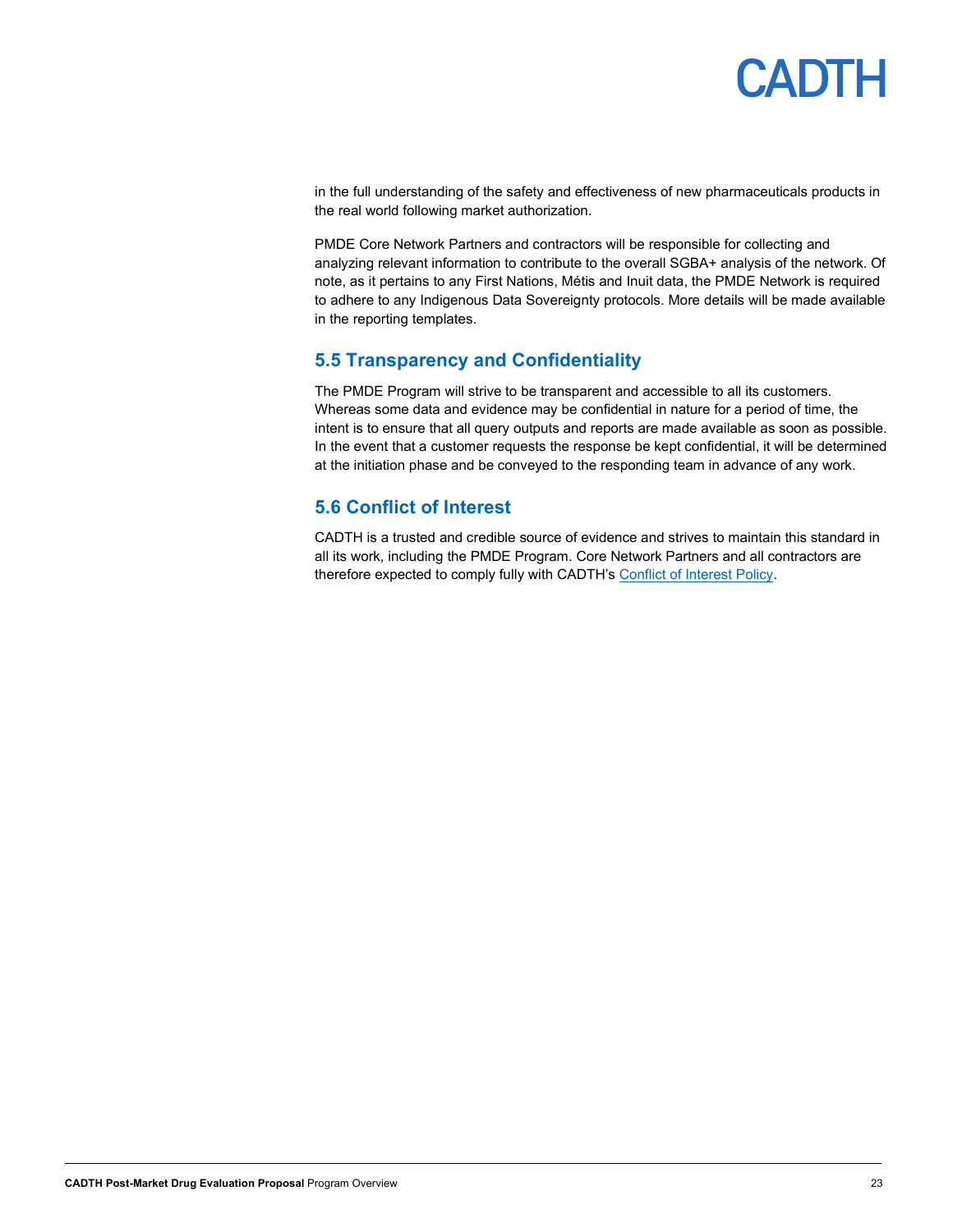in the full understanding of the safety and effectiveness of new pharmaceuticals products in the real world following market authorization.

PMDE Core Network Partners and contractors will be responsible for collecting and analyzing relevant information to contribute to the overall SGBA+ analysis of the network. Of note, as it pertains to any First Nations, Métis and Inuit data, the PMDE Network is required to adhere to any Indigenous Data Sovereignty protocols. More details will be made available in the reporting templates.

## 5.5 Transparency and Confidentiality

The PMDE Program will strive to be transparent and accessible to all its customers. Whereas some data and evidence may be confidential in nature for a period of time, the intent is to ensure that all query outputs and reports are made available as soon as possible. In the event that a customer requests the response be kept confidential, it will be determined at the initiation phase and be conveyed to the responding team in advance of any work.

## 5.6 Conflict of Interest

CADTH is a trusted and credible source of evidence and strives to maintain this standard in all its work, including the PMDE Program. Core Network Partners and all contractors are therefore expected to comply fully with CADTH's Conflict of Interest Policy.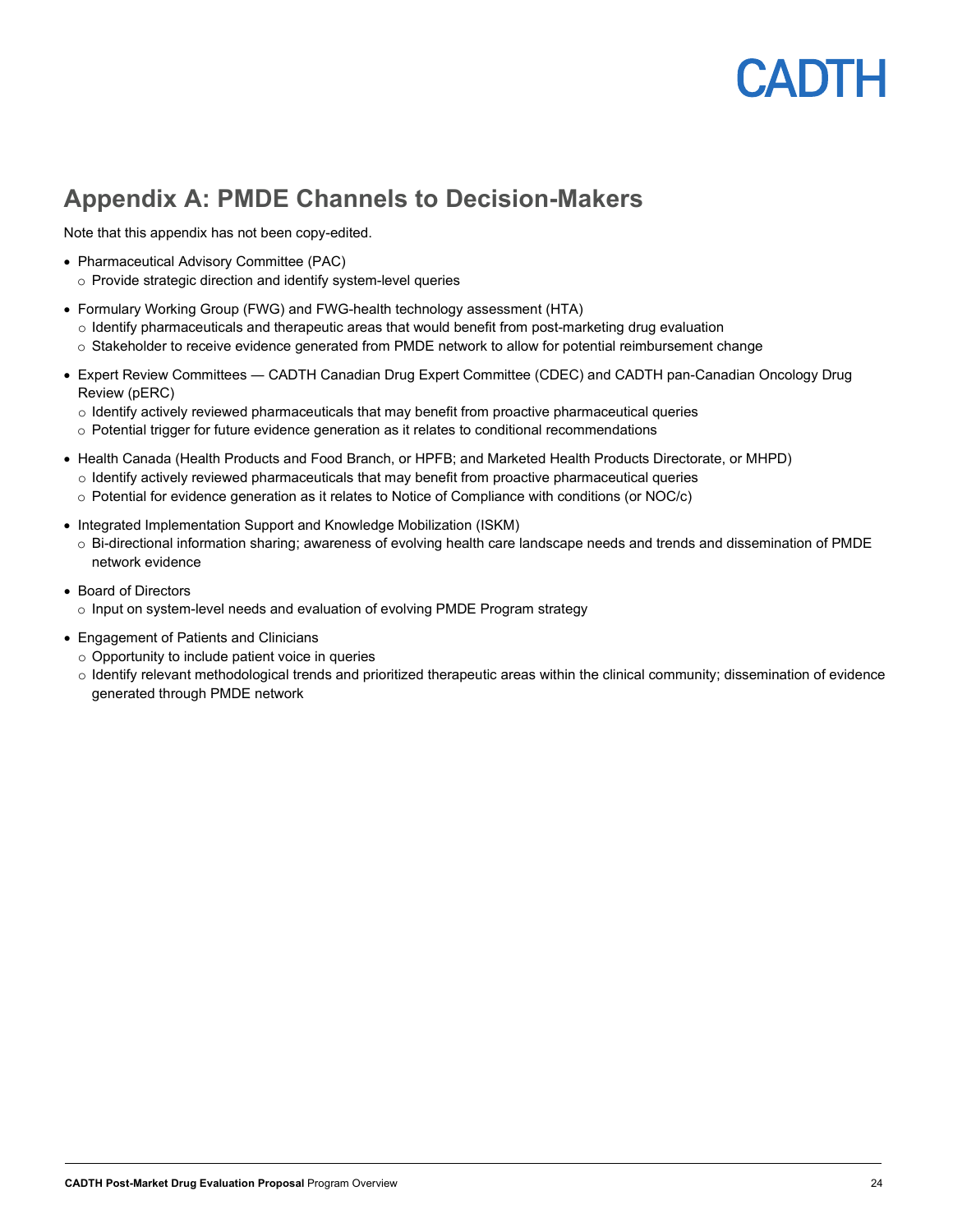## Appendix A: PMDE Channels to Decision-Makers

Note that this appendix has not been copy-edited.

- Pharmaceutical Advisory Committee (PAC)
  - Provide strategic direction and identify system-level queries
- Formulary Working Group (FWG) and FWG-health technology assessment (HTA)
  - Identify pharmaceuticals and therapeutic areas that would benefit from post-marketing drug evaluation
  - Stakeholder to receive evidence generated from PMDE network to allow for potential reimbursement change
- Expert Review Committees — CADTH Canadian Drug Expert Committee (CDEC) and CADTH pan-Canadian Oncology Drug Review (pERC)
  - Identify actively reviewed pharmaceuticals that may benefit from proactive pharmaceutical queries
  - Potential trigger for future evidence generation as it relates to conditional recommendations
- Health Canada (Health Products and Food Branch, or HPFB; and Marketed Health Products Directorate, or MHPD)
  - Identify actively reviewed pharmaceuticals that may benefit from proactive pharmaceutical queries
  - Potential for evidence generation as it relates to Notice of Compliance with conditions (or NOC/c)
- Integrated Implementation Support and Knowledge Mobilization (ISKM)
  - Bi-directional information sharing; awareness of evolving health care landscape needs and trends and dissemination of PMDE network evidence
- Board of Directors
  - Input on system-level needs and evaluation of evolving PMDE Program strategy
- Engagement of Patients and Clinicians
  - Opportunity to include patient voice in queries
  - Identify relevant methodological trends and prioritized therapeutic areas within the clinical community; dissemination of evidence generated through PMDE network